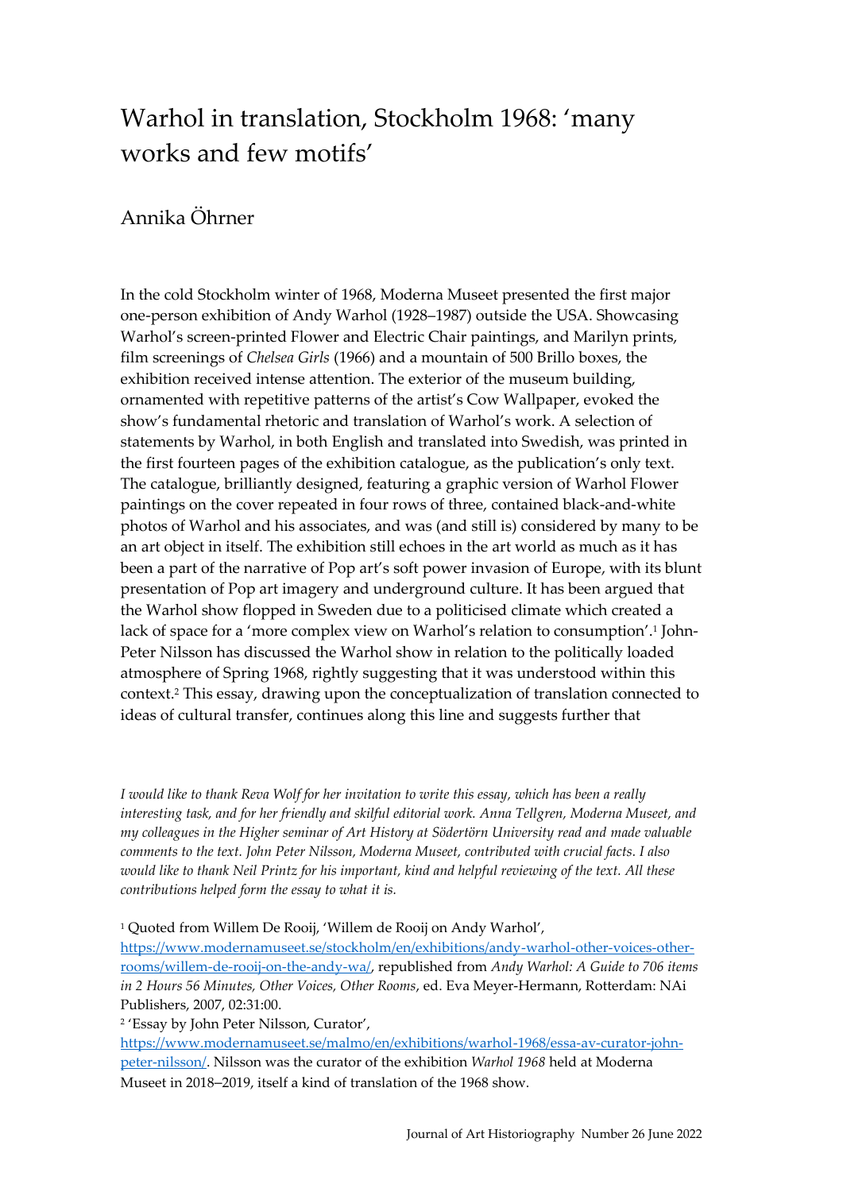# Warhol in translation, Stockholm 1968: 'many works and few motifs'

## Annika Öhrner

In the cold Stockholm winter of 1968, Moderna Museet presented the first major one-person exhibition of Andy Warhol (1928–1987) outside the USA. Showcasing Warhol's screen-printed Flower and Electric Chair paintings, and Marilyn prints, film screenings of *Chelsea Girls* (1966) and a mountain of 500 Brillo boxes, the exhibition received intense attention. The exterior of the museum building, ornamented with repetitive patterns of the artist's Cow Wallpaper, evoked the show's fundamental rhetoric and translation of Warhol's work. A selection of statements by Warhol, in both English and translated into Swedish, was printed in the first fourteen pages of the exhibition catalogue, as the publication's only text. The catalogue, brilliantly designed, featuring a graphic version of Warhol Flower paintings on the cover repeated in four rows of three, contained black-and-white photos of Warhol and his associates, and was (and still is) considered by many to be an art object in itself. The exhibition still echoes in the art world as much as it has been a part of the narrative of Pop art's soft power invasion of Europe, with its blunt presentation of Pop art imagery and underground culture. It has been argued that the Warhol show flopped in Sweden due to a politicised climate which created a lack of space for a 'more complex view on Warhol's relation to consumption'.[1] John-Peter Nilsson has discussed the Warhol show in relation to the politically loaded atmosphere of Spring 1968, rightly suggesting that it was understood within this context.[2] This essay, drawing upon the conceptualization of translation connected to ideas of cultural transfer, continues along this line and suggests further that

*I would like to thank Reva Wolf for her invitation to write this essay, which has been a really interesting task, and for her friendly and skilful editorial work. Anna Tellgren, Moderna Museet, and my colleagues in the Higher seminar of Art History at Södertörn University read and made valuable comments to the text. John Peter Nilsson, Moderna Museet, contributed with crucial facts. I also would like to thank Neil Printz for his important, kind and helpful reviewing of the text. All these contributions helped form the essay to what it is.*

[1] Quoted from Willem De Rooij, 'Willem de Rooij on Andy Warhol', https://www.modernamuseet.se/stockholm/en/exhibitions/andy-warhol-other-voices-other-rooms/willem-de-rooij-on-the-andy-wa/, republished from *Andy Warhol: A Guide to 706 items in 2 Hours 56 Minutes, Other Voices, Other Rooms*, ed. Eva Meyer-Hermann, Rotterdam: NAi Publishers, 2007, 02:31:00.

[2] 'Essay by John Peter Nilsson, Curator', https://www.modernamuseet.se/malmo/en/exhibitions/warhol-1968/essa-av-curator-john-peter-nilsson/. Nilsson was the curator of the exhibition *Warhol 1968* held at Moderna Museet in 2018–2019, itself a kind of translation of the 1968 show.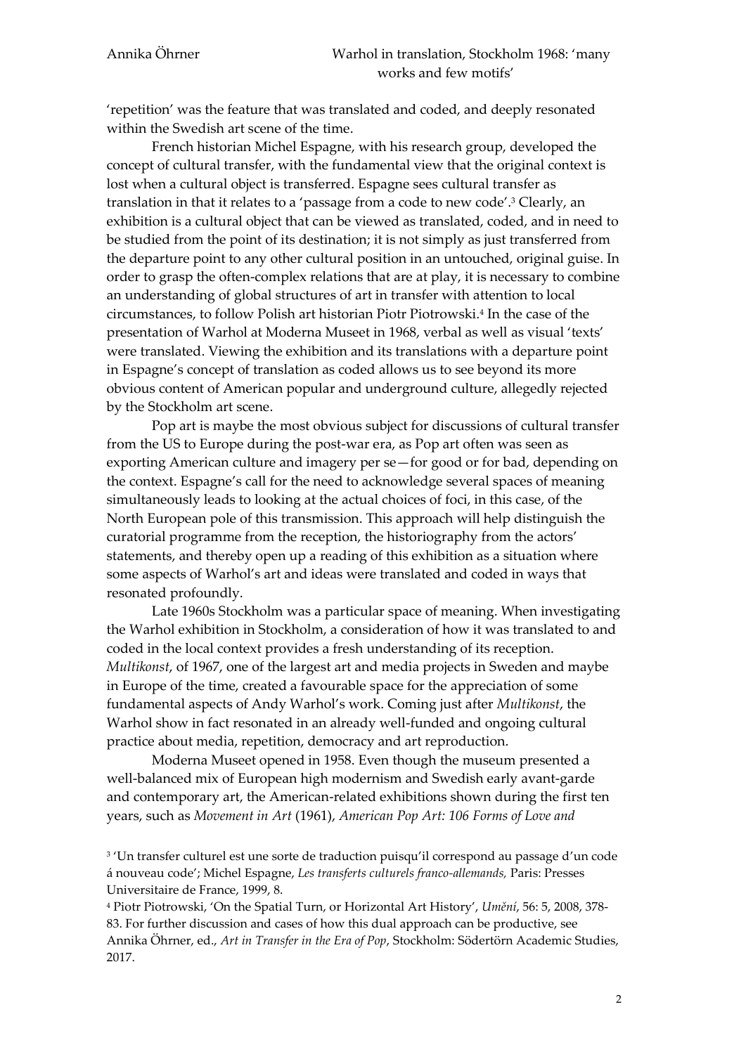'repetition' was the feature that was translated and coded, and deeply resonated within the Swedish art scene of the time.

French historian Michel Espagne, with his research group, developed the concept of cultural transfer, with the fundamental view that the original context is lost when a cultural object is transferred. Espagne sees cultural transfer as translation in that it relates to a 'passage from a code to new code'.[3] Clearly, an exhibition is a cultural object that can be viewed as translated, coded, and in need to be studied from the point of its destination; it is not simply as just transferred from the departure point to any other cultural position in an untouched, original guise. In order to grasp the often-complex relations that are at play, it is necessary to combine an understanding of global structures of art in transfer with attention to local circumstances, to follow Polish art historian Piotr Piotrowski.[4] In the case of the presentation of Warhol at Moderna Museet in 1968, verbal as well as visual 'texts' were translated. Viewing the exhibition and its translations with a departure point in Espagne's concept of translation as coded allows us to see beyond its more obvious content of American popular and underground culture, allegedly rejected by the Stockholm art scene.

Pop art is maybe the most obvious subject for discussions of cultural transfer from the US to Europe during the post-war era, as Pop art often was seen as exporting American culture and imagery per se—for good or for bad, depending on the context. Espagne's call for the need to acknowledge several spaces of meaning simultaneously leads to looking at the actual choices of foci, in this case, of the North European pole of this transmission. This approach will help distinguish the curatorial programme from the reception, the historiography from the actors' statements, and thereby open up a reading of this exhibition as a situation where some aspects of Warhol's art and ideas were translated and coded in ways that resonated profoundly.

Late 1960s Stockholm was a particular space of meaning. When investigating the Warhol exhibition in Stockholm, a consideration of how it was translated to and coded in the local context provides a fresh understanding of its reception. *Multikonst*, of 1967, one of the largest art and media projects in Sweden and maybe in Europe of the time, created a favourable space for the appreciation of some fundamental aspects of Andy Warhol's work. Coming just after *Multikonst*, the Warhol show in fact resonated in an already well-funded and ongoing cultural practice about media, repetition, democracy and art reproduction.

Moderna Museet opened in 1958. Even though the museum presented a well-balanced mix of European high modernism and Swedish early avant-garde and contemporary art, the American-related exhibitions shown during the first ten years, such as *Movement in Art* (1961), *American Pop Art: 106 Forms of Love and*

[3] 'Un transfer culturel est une sorte de traduction puisqu'il correspond au passage d'un code á nouveau code'; Michel Espagne, *Les transferts culturels franco-allemands,* Paris: Presses Universitaire de France, 1999, 8.

[4] Piotr Piotrowski, 'On the Spatial Turn, or Horizontal Art History', *Umění*, 56: 5, 2008, 378-83. For further discussion and cases of how this dual approach can be productive, see Annika Öhrner, ed., *Art in Transfer in the Era of Pop*, Stockholm: Södertörn Academic Studies, 2017.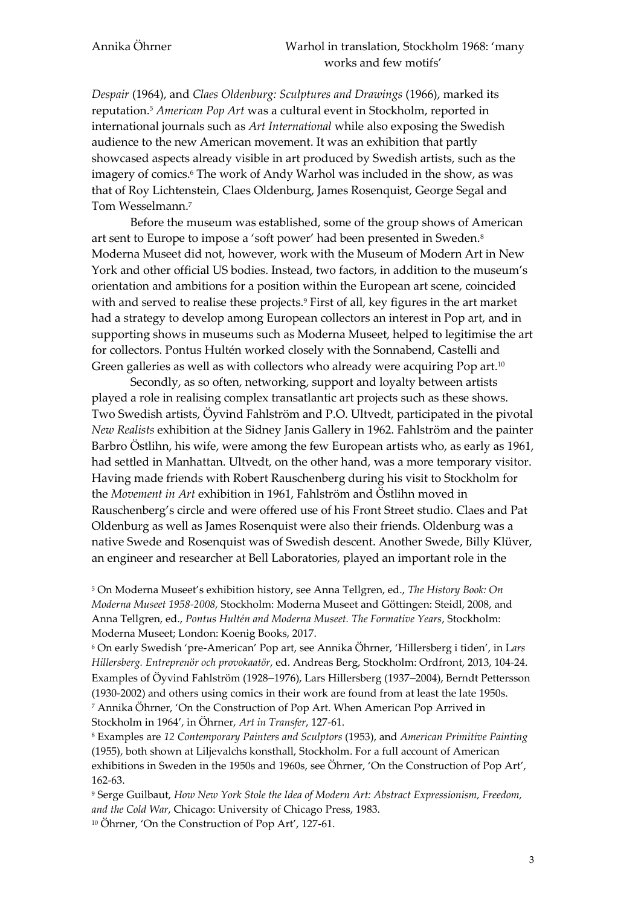*Despair* (1964), and *Claes Oldenburg: Sculptures and Drawings* (1966), marked its reputation.[5] *American Pop Art* was a cultural event in Stockholm, reported in international journals such as *Art International* while also exposing the Swedish audience to the new American movement. It was an exhibition that partly showcased aspects already visible in art produced by Swedish artists, such as the imagery of comics.[6] The work of Andy Warhol was included in the show, as was that of Roy Lichtenstein, Claes Oldenburg, James Rosenquist, George Segal and Tom Wesselmann.[7]

Before the museum was established, some of the group shows of American art sent to Europe to impose a 'soft power' had been presented in Sweden.[8] Moderna Museet did not, however, work with the Museum of Modern Art in New York and other official US bodies. Instead, two factors, in addition to the museum's orientation and ambitions for a position within the European art scene, coincided with and served to realise these projects.[9] First of all, key figures in the art market had a strategy to develop among European collectors an interest in Pop art, and in supporting shows in museums such as Moderna Museet, helped to legitimise the art for collectors. Pontus Hultén worked closely with the Sonnabend, Castelli and Green galleries as well as with collectors who already were acquiring Pop art.[10]

Secondly, as so often, networking, support and loyalty between artists played a role in realising complex transatlantic art projects such as these shows. Two Swedish artists, Öyvind Fahlström and P.O. Ultvedt, participated in the pivotal *New Realists* exhibition at the Sidney Janis Gallery in 1962. Fahlström and the painter Barbro Östlihn, his wife, were among the few European artists who, as early as 1961, had settled in Manhattan. Ultvedt, on the other hand, was a more temporary visitor. Having made friends with Robert Rauschenberg during his visit to Stockholm for the *Movement in Art* exhibition in 1961, Fahlström and Östlihn moved in Rauschenberg's circle and were offered use of his Front Street studio. Claes and Pat Oldenburg as well as James Rosenquist were also their friends. Oldenburg was a native Swede and Rosenquist was of Swedish descent. Another Swede, Billy Klüver, an engineer and researcher at Bell Laboratories, played an important role in the

[5] On Moderna Museet's exhibition history, see Anna Tellgren, ed., *The History Book: On Moderna Museet 1958-2008,* Stockholm: Moderna Museet and Göttingen: Steidl, 2008, and Anna Tellgren, ed., *Pontus Hultén and Moderna Museet. The Formative Years*, Stockholm: Moderna Museet; London: Koenig Books, 2017.

[6] On early Swedish 'pre-American' Pop art, see Annika Öhrner, 'Hillersberg i tiden', in *Lars Hillersberg. Entreprenör och provokaatör*, ed. Andreas Berg, Stockholm: Ordfront, 2013, 104-24. Examples of Öyvind Fahlström (1928–1976), Lars Hillersberg (1937–2004), Berndt Pettersson (1930-2002) and others using comics in their work are found from at least the late 1950s.

[7] Annika Öhrner, 'On the Construction of Pop Art. When American Pop Arrived in Stockholm in 1964', in Öhrner, *Art in Transfer*, 127-61.

[8] Examples are *12 Contemporary Painters and Sculptors* (1953), and *American Primitive Painting* (1955), both shown at Liljevalchs konsthall, Stockholm. For a full account of American exhibitions in Sweden in the 1950s and 1960s, see Öhrner, 'On the Construction of Pop Art', 162-63.

[9] Serge Guilbaut, *How New York Stole the Idea of Modern Art: Abstract Expressionism, Freedom, and the Cold War*, Chicago: University of Chicago Press, 1983.

[10] Öhrner, 'On the Construction of Pop Art', 127-61.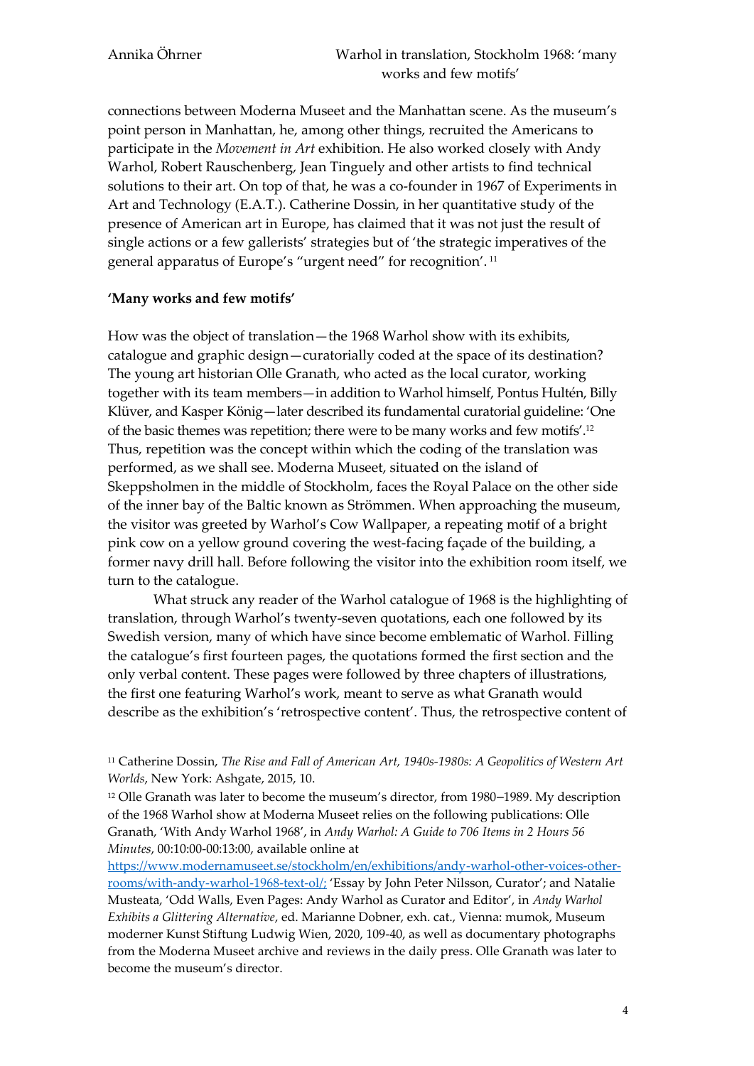connections between Moderna Museet and the Manhattan scene. As the museum's point person in Manhattan, he, among other things, recruited the Americans to participate in the *Movement in Art* exhibition. He also worked closely with Andy Warhol, Robert Rauschenberg, Jean Tinguely and other artists to find technical solutions to their art. On top of that, he was a co-founder in 1967 of Experiments in Art and Technology (E.A.T.). Catherine Dossin, in her quantitative study of the presence of American art in Europe, has claimed that it was not just the result of single actions or a few gallerists' strategies but of 'the strategic imperatives of the general apparatus of Europe's "urgent need" for recognition'.[11]

**'Many works and few motifs'**

How was the object of translation—the 1968 Warhol show with its exhibits, catalogue and graphic design—curatorially coded at the space of its destination? The young art historian Olle Granath, who acted as the local curator, working together with its team members—in addition to Warhol himself, Pontus Hultén, Billy Klüver, and Kasper König—later described its fundamental curatorial guideline: 'One of the basic themes was repetition; there were to be many works and few motifs'.[12] Thus, repetition was the concept within which the coding of the translation was performed, as we shall see. Moderna Museet, situated on the island of Skeppsholmen in the middle of Stockholm, faces the Royal Palace on the other side of the inner bay of the Baltic known as Strömmen. When approaching the museum, the visitor was greeted by Warhol's Cow Wallpaper, a repeating motif of a bright pink cow on a yellow ground covering the west-facing façade of the building, a former navy drill hall. Before following the visitor into the exhibition room itself, we turn to the catalogue.

What struck any reader of the Warhol catalogue of 1968 is the highlighting of translation, through Warhol's twenty-seven quotations, each one followed by its Swedish version, many of which have since become emblematic of Warhol. Filling the catalogue's first fourteen pages, the quotations formed the first section and the only verbal content. These pages were followed by three chapters of illustrations, the first one featuring Warhol's work, meant to serve as what Granath would describe as the exhibition's 'retrospective content'. Thus, the retrospective content of

[11] Catherine Dossin, *The Rise and Fall of American Art, 1940s-1980s: A Geopolitics of Western Art Worlds*, New York: Ashgate, 2015, 10.

[12] Olle Granath was later to become the museum's director, from 1980–1989. My description of the 1968 Warhol show at Moderna Museet relies on the following publications: Olle Granath, 'With Andy Warhol 1968', in *Andy Warhol: A Guide to 706 Items in 2 Hours 56 Minutes*, 00:10:00-00:13:00, available online at https://www.modernamuseet.se/stockholm/en/exhibitions/andy-warhol-other-voices-other-rooms/with-andy-warhol-1968-text-ol/; 'Essay by John Peter Nilsson, Curator'; and Natalie Musteata, 'Odd Walls, Even Pages: Andy Warhol as Curator and Editor', in *Andy Warhol Exhibits a Glittering Alternative*, ed. Marianne Dobner, exh. cat., Vienna: mumok, Museum moderner Kunst Stiftung Ludwig Wien, 2020, 109-40, as well as documentary photographs from the Moderna Museet archive and reviews in the daily press. Olle Granath was later to become the museum's director.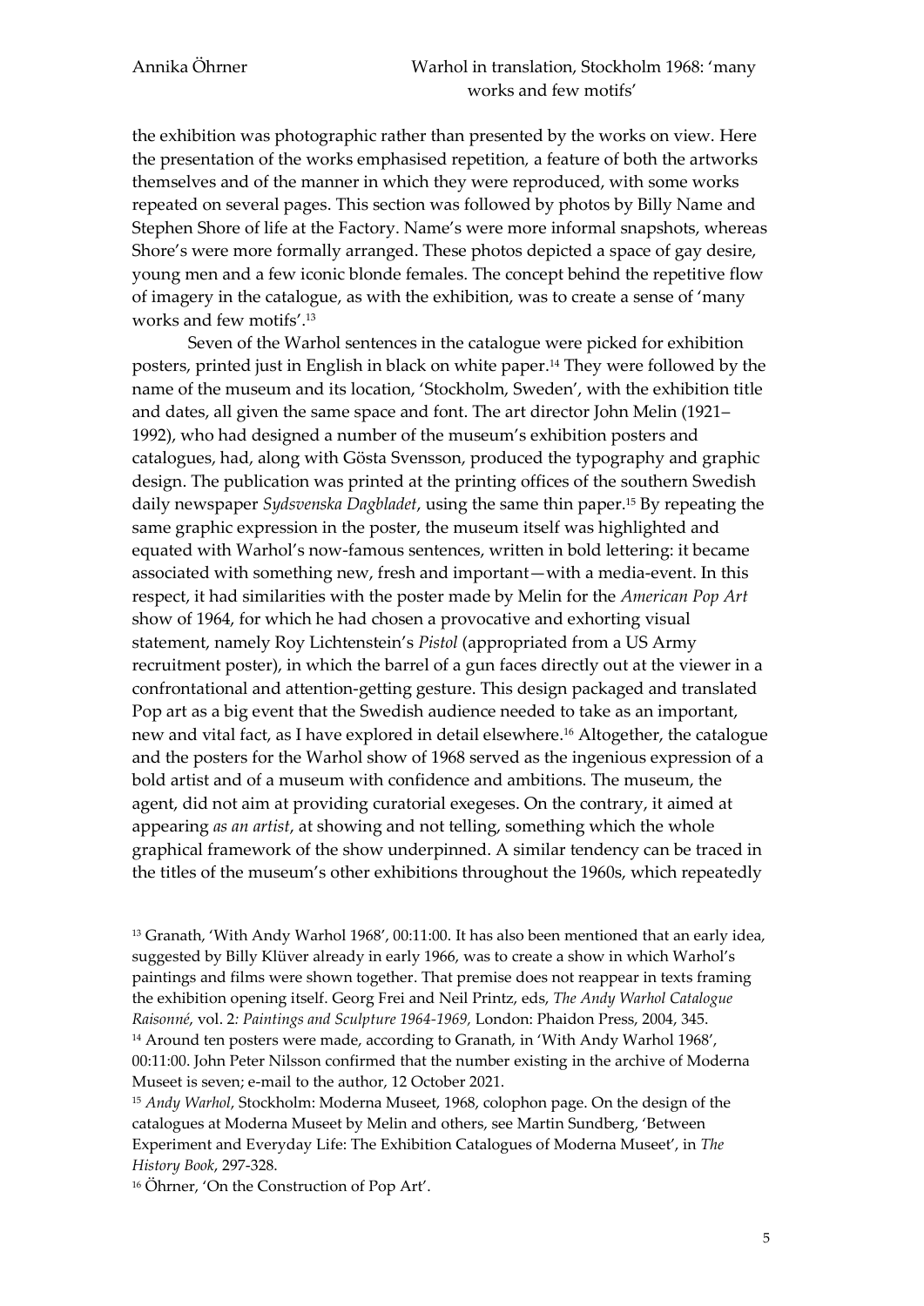the exhibition was photographic rather than presented by the works on view. Here the presentation of the works emphasised repetition, a feature of both the artworks themselves and of the manner in which they were reproduced, with some works repeated on several pages. This section was followed by photos by Billy Name and Stephen Shore of life at the Factory. Name's were more informal snapshots, whereas Shore's were more formally arranged. These photos depicted a space of gay desire, young men and a few iconic blonde females. The concept behind the repetitive flow of imagery in the catalogue, as with the exhibition, was to create a sense of 'many works and few motifs'.[13]

Seven of the Warhol sentences in the catalogue were picked for exhibition posters, printed just in English in black on white paper.[14] They were followed by the name of the museum and its location, 'Stockholm, Sweden', with the exhibition title and dates, all given the same space and font. The art director John Melin (1921–1992), who had designed a number of the museum's exhibition posters and catalogues, had, along with Gösta Svensson, produced the typography and graphic design. The publication was printed at the printing offices of the southern Swedish daily newspaper *Sydsvenska Dagbladet*, using the same thin paper.[15] By repeating the same graphic expression in the poster, the museum itself was highlighted and equated with Warhol's now-famous sentences, written in bold lettering: it became associated with something new, fresh and important—with a media-event. In this respect, it had similarities with the poster made by Melin for the *American Pop Art* show of 1964, for which he had chosen a provocative and exhorting visual statement, namely Roy Lichtenstein's *Pistol* (appropriated from a US Army recruitment poster), in which the barrel of a gun faces directly out at the viewer in a confrontational and attention-getting gesture. This design packaged and translated Pop art as a big event that the Swedish audience needed to take as an important, new and vital fact, as I have explored in detail elsewhere.[16] Altogether, the catalogue and the posters for the Warhol show of 1968 served as the ingenious expression of a bold artist and of a museum with confidence and ambitions. The museum, the agent, did not aim at providing curatorial exegeses. On the contrary, it aimed at appearing *as an artist*, at showing and not telling, something which the whole graphical framework of the show underpinned. A similar tendency can be traced in the titles of the museum's other exhibitions throughout the 1960s, which repeatedly

[13] Granath, 'With Andy Warhol 1968', 00:11:00. It has also been mentioned that an early idea, suggested by Billy Klüver already in early 1966, was to create a show in which Warhol's paintings and films were shown together. That premise does not reappear in texts framing the exhibition opening itself. Georg Frei and Neil Printz, eds, *The Andy Warhol Catalogue Raisonné*, vol. 2*: Paintings and Sculpture 1964-1969,* London: Phaidon Press, 2004, 345.

[14] Around ten posters were made, according to Granath, in 'With Andy Warhol 1968', 00:11:00. John Peter Nilsson confirmed that the number existing in the archive of Moderna Museet is seven; e-mail to the author, 12 October 2021.

[15] *Andy Warhol*, Stockholm: Moderna Museet, 1968, colophon page. On the design of the catalogues at Moderna Museet by Melin and others, see Martin Sundberg, 'Between Experiment and Everyday Life: The Exhibition Catalogues of Moderna Museet', in *The History Book*, 297-328.

[16] Öhrner, 'On the Construction of Pop Art'.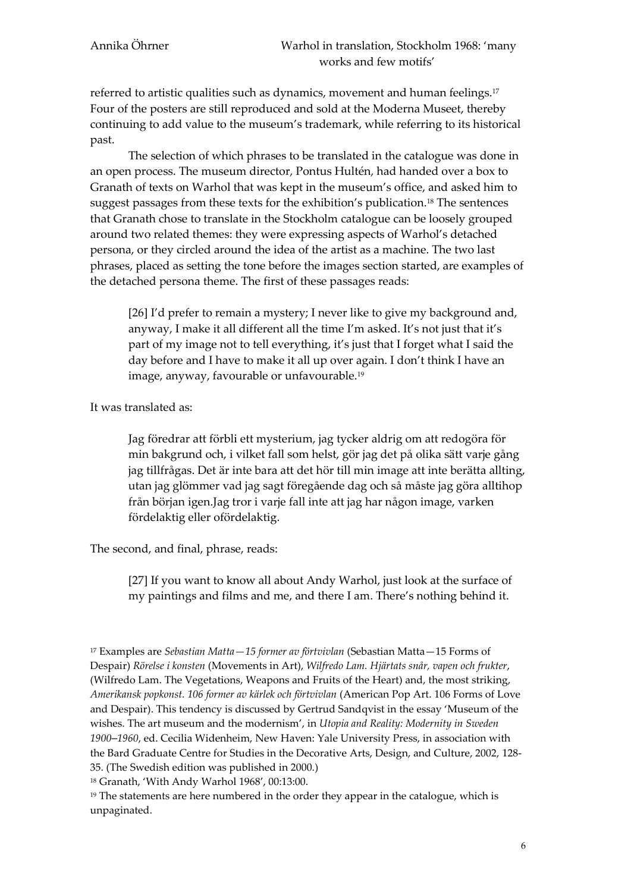referred to artistic qualities such as dynamics, movement and human feelings.[17] Four of the posters are still reproduced and sold at the Moderna Museet, thereby continuing to add value to the museum's trademark, while referring to its historical past.

The selection of which phrases to be translated in the catalogue was done in an open process. The museum director, Pontus Hultén, had handed over a box to Granath of texts on Warhol that was kept in the museum's office, and asked him to suggest passages from these texts for the exhibition's publication.[18] The sentences that Granath chose to translate in the Stockholm catalogue can be loosely grouped around two related themes: they were expressing aspects of Warhol's detached persona, or they circled around the idea of the artist as a machine. The two last phrases, placed as setting the tone before the images section started, are examples of the detached persona theme. The first of these passages reads:

> [26] I'd prefer to remain a mystery; I never like to give my background and, anyway, I make it all different all the time I'm asked. It's not just that it's part of my image not to tell everything, it's just that I forget what I said the day before and I have to make it all up over again. I don't think I have an image, anyway, favourable or unfavourable.[19]

It was translated as:

> Jag föredrar att förbli ett mysterium, jag tycker aldrig om att redogöra för min bakgrund och, i vilket fall som helst, gör jag det på olika sätt varje gång jag tillfrågas. Det är inte bara att det hör till min image att inte berätta allting, utan jag glömmer vad jag sagt föregående dag och så måste jag göra alltihop från början igen.Jag tror i varje fall inte att jag har någon image, varken fördelaktig eller ofördelaktig.

The second, and final, phrase, reads:

> [27] If you want to know all about Andy Warhol, just look at the surface of my paintings and films and me, and there I am. There's nothing behind it.

[17] Examples are *Sebastian Matta—15 former av förtvivlan* (Sebastian Matta—15 Forms of Despair) *Rörelse i konsten* (Movements in Art), *Wilfredo Lam. Hjärtats snår, vapen och frukter*, (Wilfredo Lam. The Vegetations, Weapons and Fruits of the Heart) and, the most striking, *Amerikansk popkonst. 106 former av kärlek och förtvivlan* (American Pop Art. 106 Forms of Love and Despair). This tendency is discussed by Gertrud Sandqvist in the essay 'Museum of the wishes. The art museum and the modernism', in *Utopia and Reality: Modernity in Sweden 1900–1960*, ed. Cecilia Widenheim, New Haven: Yale University Press, in association with the Bard Graduate Centre for Studies in the Decorative Arts, Design, and Culture, 2002, 128-35. (The Swedish edition was published in 2000.)

[18] Granath, 'With Andy Warhol 1968', 00:13:00.

[19] The statements are here numbered in the order they appear in the catalogue, which is unpaginated.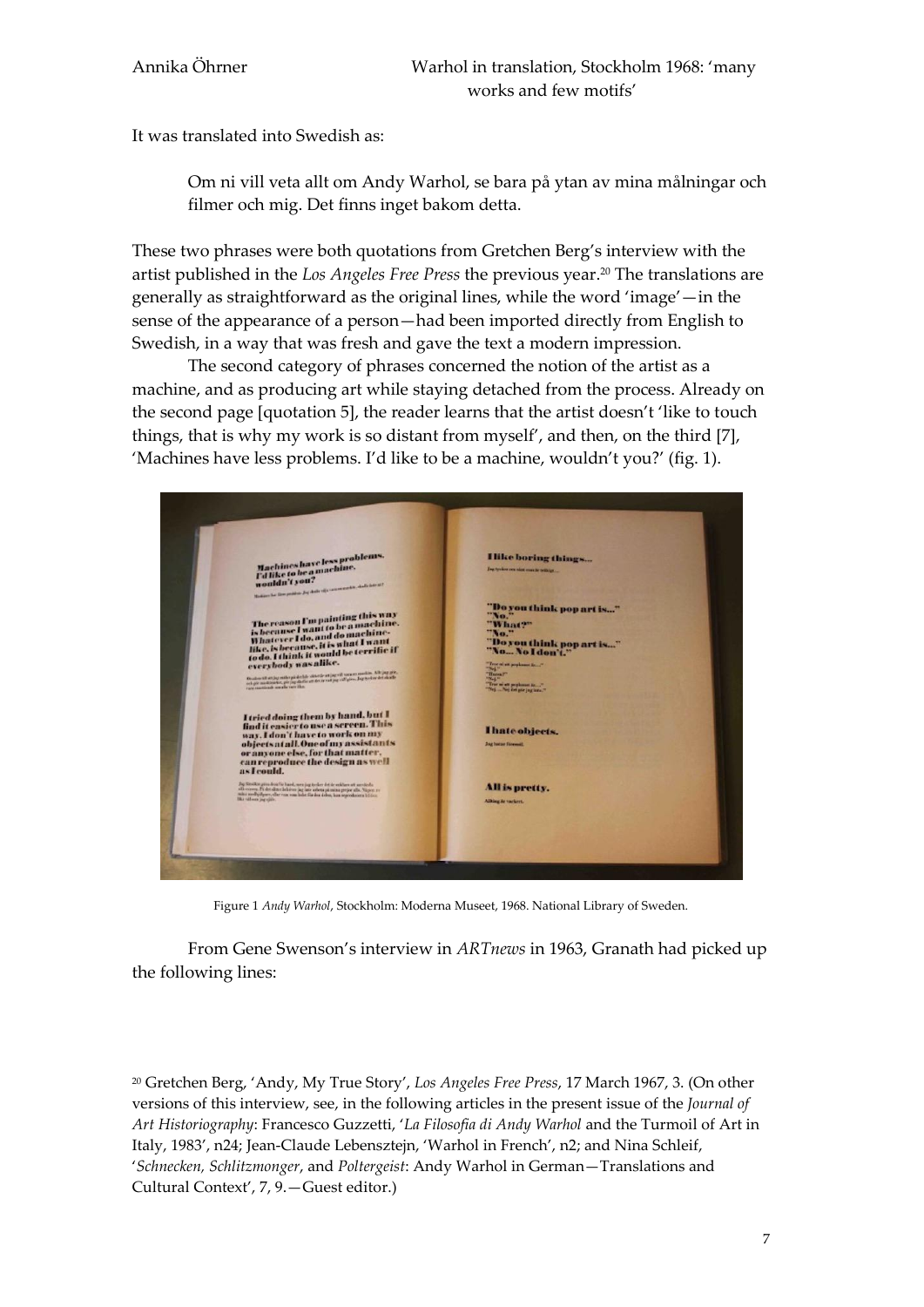It was translated into Swedish as:

> Om ni vill veta allt om Andy Warhol, se bara på ytan av mina målningar och filmer och mig. Det finns inget bakom detta.

These two phrases were both quotations from Gretchen Berg's interview with the artist published in the *Los Angeles Free Press* the previous year.[20] The translations are generally as straightforward as the original lines, while the word 'image'—in the sense of the appearance of a person—had been imported directly from English to Swedish, in a way that was fresh and gave the text a modern impression.

The second category of phrases concerned the notion of the artist as a machine, and as producing art while staying detached from the process. Already on the second page [quotation 5], the reader learns that the artist doesn't 'like to touch things, that is why my work is so distant from myself', and then, on the third [7], 'Machines have less problems. I'd like to be a machine, wouldn't you?' (fig. 1).

Figure 1 *Andy Warhol*, Stockholm: Moderna Museet, 1968. National Library of Sweden.

From Gene Swenson's interview in *ARTnews* in 1963, Granath had picked up the following lines:

[20] Gretchen Berg, 'Andy, My True Story', *Los Angeles Free Press*, 17 March 1967, 3. (On other versions of this interview, see, in the following articles in the present issue of the *Journal of Art Historiography*: Francesco Guzzetti, '*La Filosofia di Andy Warhol* and the Turmoil of Art in Italy, 1983', n24; Jean-Claude Lebensztejn, 'Warhol in French', n2; and Nina Schleif, '*Schnecken, Schlitzmonger*, and *Poltergeist*: Andy Warhol in German—Translations and Cultural Context', 7, 9.—Guest editor.)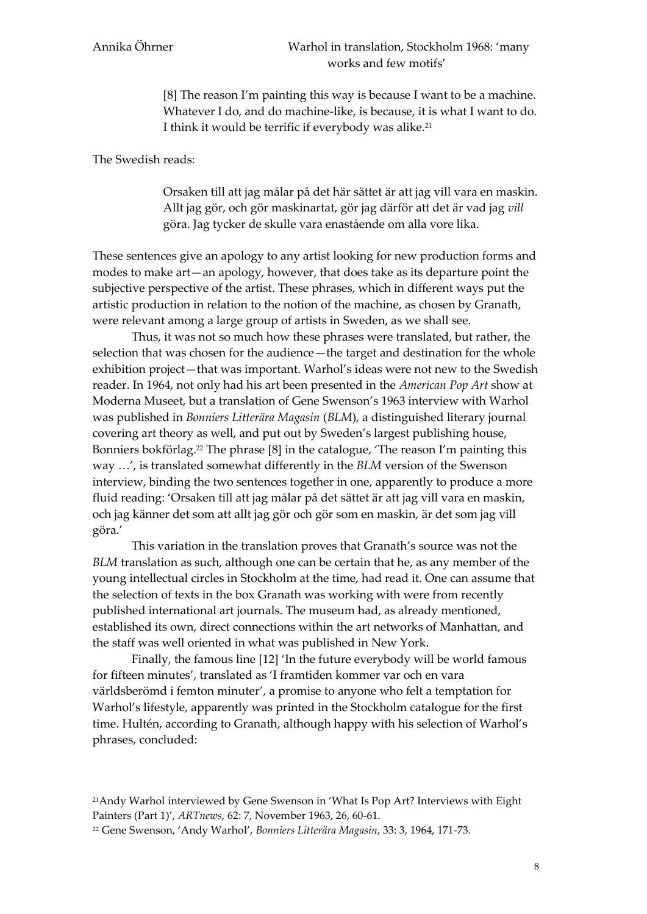> [8] The reason I'm painting this way is because I want to be a machine. Whatever I do, and do machine-like, is because, it is what I want to do. I think it would be terrific if everybody was alike.[21]

The Swedish reads:

> Orsaken till att jag målar på det här sättet är att jag vill vara en maskin. Allt jag gör, och gör maskinartat, gör jag därför att det är vad jag *vill* göra. Jag tycker de skulle vara enastående om alla vore lika.

These sentences give an apology to any artist looking for new production forms and modes to make art—an apology, however, that does take as its departure point the subjective perspective of the artist. These phrases, which in different ways put the artistic production in relation to the notion of the machine, as chosen by Granath, were relevant among a large group of artists in Sweden, as we shall see.

Thus, it was not so much how these phrases were translated, but rather, the selection that was chosen for the audience—the target and destination for the whole exhibition project—that was important. Warhol's ideas were not new to the Swedish reader. In 1964, not only had his art been presented in the *American Pop Art* show at Moderna Museet, but a translation of Gene Swenson's 1963 interview with Warhol was published in *Bonniers Litterära Magasin* (*BLM*), a distinguished literary journal covering art theory as well, and put out by Sweden's largest publishing house, Bonniers bokförlag.[22] The phrase [8] in the catalogue, 'The reason I'm painting this way …', is translated somewhat differently in the *BLM* version of the Swenson interview, binding the two sentences together in one, apparently to produce a more fluid reading: 'Orsaken till att jag målar på det sättet är att jag vill vara en maskin, och jag känner det som att allt jag gör och gör som en maskin, är det som jag vill göra.'

This variation in the translation proves that Granath's source was not the *BLM* translation as such, although one can be certain that he, as any member of the young intellectual circles in Stockholm at the time, had read it. One can assume that the selection of texts in the box Granath was working with were from recently published international art journals. The museum had, as already mentioned, established its own, direct connections within the art networks of Manhattan, and the staff was well oriented in what was published in New York.

Finally, the famous line [12] 'In the future everybody will be world famous for fifteen minutes', translated as 'I framtiden kommer var och en vara världsberömd i femton minuter', a promise to anyone who felt a temptation for Warhol's lifestyle, apparently was printed in the Stockholm catalogue for the first time. Hultén, according to Granath, although happy with his selection of Warhol's phrases, concluded:

[21] Andy Warhol interviewed by Gene Swenson in 'What Is Pop Art? Interviews with Eight Painters (Part 1)', *ARTnews*, 62: 7, November 1963, 26, 60-61.

[22] Gene Swenson, 'Andy Warhol', *Bonniers Litterära Magasin*, 33: 3, 1964, 171-73.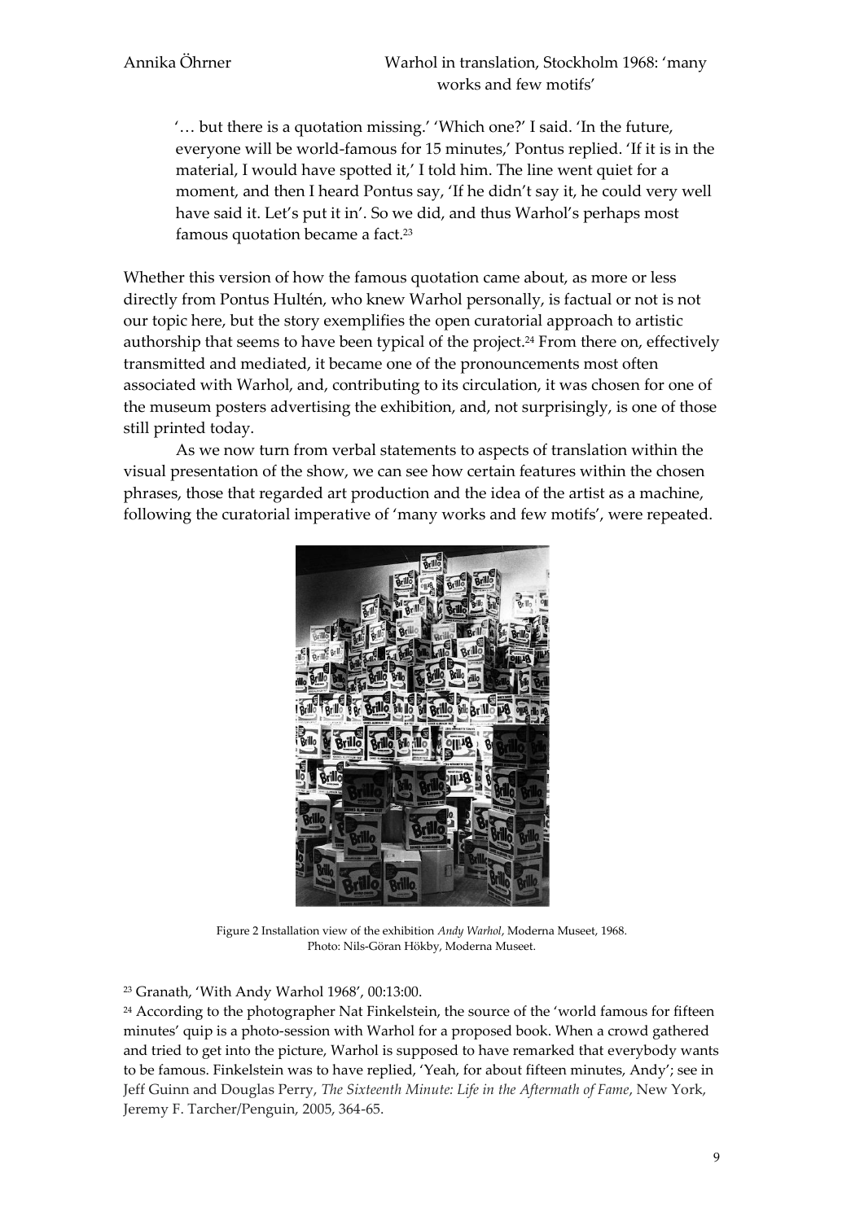'… but there is a quotation missing.' 'Which one?' I said. 'In the future, everyone will be world-famous for 15 minutes,' Pontus replied. 'If it is in the material, I would have spotted it,' I told him. The line went quiet for a moment, and then I heard Pontus say, 'If he didn't say it, he could very well have said it. Let's put it in'. So we did, and thus Warhol's perhaps most famous quotation became a fact.[23]

Whether this version of how the famous quotation came about, as more or less directly from Pontus Hultén, who knew Warhol personally, is factual or not is not our topic here, but the story exemplifies the open curatorial approach to artistic authorship that seems to have been typical of the project.[24] From there on, effectively transmitted and mediated, it became one of the pronouncements most often associated with Warhol, and, contributing to its circulation, it was chosen for one of the museum posters advertising the exhibition, and, not surprisingly, is one of those still printed today.

As we now turn from verbal statements to aspects of translation within the visual presentation of the show, we can see how certain features within the chosen phrases, those that regarded art production and the idea of the artist as a machine, following the curatorial imperative of 'many works and few motifs', were repeated.

Figure 2 Installation view of the exhibition *Andy Warhol*, Moderna Museet, 1968. Photo: Nils-Göran Hökby, Moderna Museet.

[23] Granath, 'With Andy Warhol 1968', 00:13:00.

[24] According to the photographer Nat Finkelstein, the source of the 'world famous for fifteen minutes' quip is a photo-session with Warhol for a proposed book. When a crowd gathered and tried to get into the picture, Warhol is supposed to have remarked that everybody wants to be famous. Finkelstein was to have replied, 'Yeah, for about fifteen minutes, Andy'; see in Jeff Guinn and Douglas Perry, *The Sixteenth Minute: Life in the Aftermath of Fame*, New York, Jeremy F. Tarcher/Penguin, 2005, 364-65.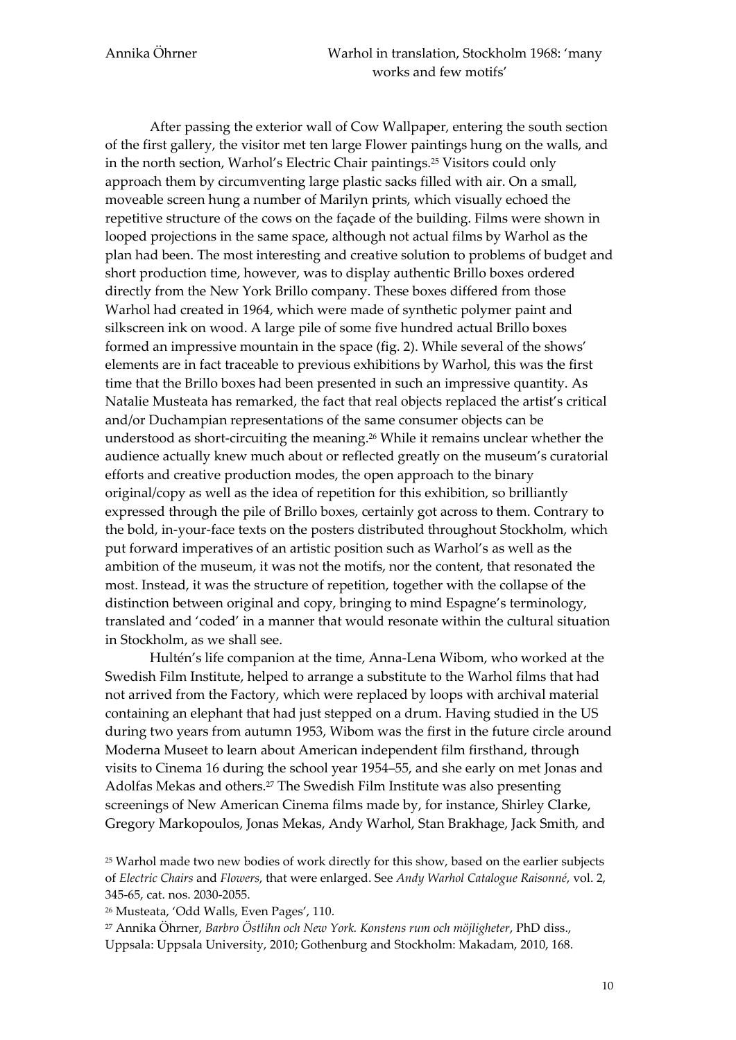After passing the exterior wall of Cow Wallpaper, entering the south section of the first gallery, the visitor met ten large Flower paintings hung on the walls, and in the north section, Warhol's Electric Chair paintings.[25] Visitors could only approach them by circumventing large plastic sacks filled with air. On a small, moveable screen hung a number of Marilyn prints, which visually echoed the repetitive structure of the cows on the façade of the building. Films were shown in looped projections in the same space, although not actual films by Warhol as the plan had been. The most interesting and creative solution to problems of budget and short production time, however, was to display authentic Brillo boxes ordered directly from the New York Brillo company. These boxes differed from those Warhol had created in 1964, which were made of synthetic polymer paint and silkscreen ink on wood. A large pile of some five hundred actual Brillo boxes formed an impressive mountain in the space (fig. 2). While several of the shows' elements are in fact traceable to previous exhibitions by Warhol, this was the first time that the Brillo boxes had been presented in such an impressive quantity. As Natalie Musteata has remarked, the fact that real objects replaced the artist's critical and/or Duchampian representations of the same consumer objects can be understood as short-circuiting the meaning.[26] While it remains unclear whether the audience actually knew much about or reflected greatly on the museum's curatorial efforts and creative production modes, the open approach to the binary original/copy as well as the idea of repetition for this exhibition, so brilliantly expressed through the pile of Brillo boxes, certainly got across to them. Contrary to the bold, in-your-face texts on the posters distributed throughout Stockholm, which put forward imperatives of an artistic position such as Warhol's as well as the ambition of the museum, it was not the motifs, nor the content, that resonated the most. Instead, it was the structure of repetition, together with the collapse of the distinction between original and copy, bringing to mind Espagne's terminology, translated and 'coded' in a manner that would resonate within the cultural situation in Stockholm, as we shall see.

Hultén's life companion at the time, Anna-Lena Wibom, who worked at the Swedish Film Institute, helped to arrange a substitute to the Warhol films that had not arrived from the Factory, which were replaced by loops with archival material containing an elephant that had just stepped on a drum. Having studied in the US during two years from autumn 1953, Wibom was the first in the future circle around Moderna Museet to learn about American independent film firsthand, through visits to Cinema 16 during the school year 1954–55, and she early on met Jonas and Adolfas Mekas and others.[27] The Swedish Film Institute was also presenting screenings of New American Cinema films made by, for instance, Shirley Clarke, Gregory Markopoulos, Jonas Mekas, Andy Warhol, Stan Brakhage, Jack Smith, and

[25] Warhol made two new bodies of work directly for this show, based on the earlier subjects of *Electric Chairs* and *Flowers*, that were enlarged. See *Andy Warhol Catalogue Raisonné*, vol. 2, 345-65, cat. nos. 2030-2055.

[26] Musteata, 'Odd Walls, Even Pages', 110.

[27] Annika Öhrner, *Barbro Östlihn och New York. Konstens rum och möjligheter*, PhD diss., Uppsala: Uppsala University, 2010; Gothenburg and Stockholm: Makadam, 2010, 168.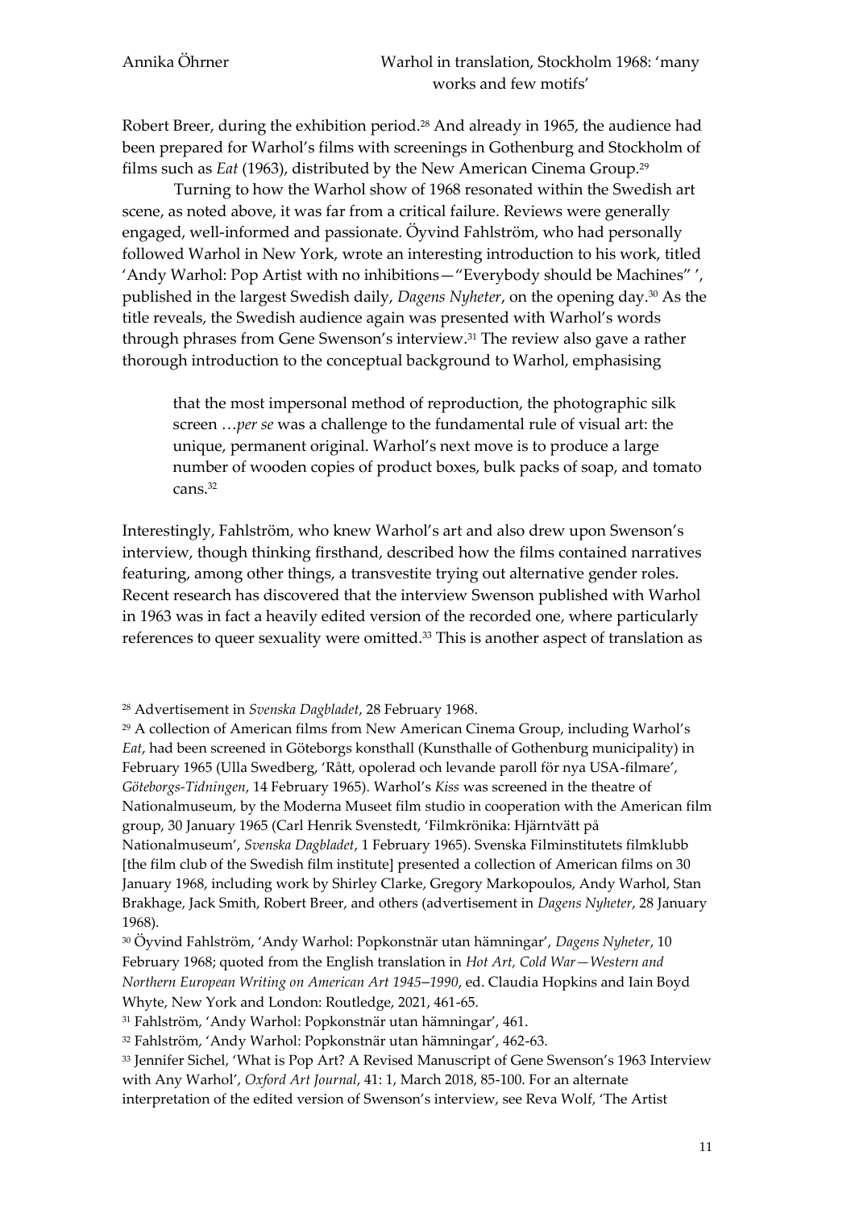Robert Breer, during the exhibition period.[28] And already in 1965, the audience had been prepared for Warhol's films with screenings in Gothenburg and Stockholm of films such as *Eat* (1963), distributed by the New American Cinema Group.[29]

Turning to how the Warhol show of 1968 resonated within the Swedish art scene, as noted above, it was far from a critical failure. Reviews were generally engaged, well-informed and passionate. Öyvind Fahlström, who had personally followed Warhol in New York, wrote an interesting introduction to his work, titled 'Andy Warhol: Pop Artist with no inhibitions—"Everybody should be Machines" ', published in the largest Swedish daily, *Dagens Nyheter*, on the opening day.[30] As the title reveals, the Swedish audience again was presented with Warhol's words through phrases from Gene Swenson's interview.[31] The review also gave a rather thorough introduction to the conceptual background to Warhol, emphasising

> that the most impersonal method of reproduction, the photographic silk screen …*per se* was a challenge to the fundamental rule of visual art: the unique, permanent original. Warhol's next move is to produce a large number of wooden copies of product boxes, bulk packs of soap, and tomato cans.[32]

Interestingly, Fahlström, who knew Warhol's art and also drew upon Swenson's interview, though thinking firsthand, described how the films contained narratives featuring, among other things, a transvestite trying out alternative gender roles. Recent research has discovered that the interview Swenson published with Warhol in 1963 was in fact a heavily edited version of the recorded one, where particularly references to queer sexuality were omitted.[33] This is another aspect of translation as

---

[28] Advertisement in *Svenska Dagbladet*, 28 February 1968.

[29] A collection of American films from New American Cinema Group, including Warhol's *Eat*, had been screened in Göteborgs konsthall (Kunsthalle of Gothenburg municipality) in February 1965 (Ulla Swedberg, 'Rått, opolerad och levande paroll för nya USA-filmare', *Göteborgs-Tidningen*, 14 February 1965). Warhol's *Kiss* was screened in the theatre of Nationalmuseum, by the Moderna Museet film studio in cooperation with the American film group, 30 January 1965 (Carl Henrik Svenstedt, 'Filmkrönika: Hjärntvätt på Nationalmuseum', *Svenska Dagbladet*, 1 February 1965). Svenska Filminstitutets filmklubb [the film club of the Swedish film institute] presented a collection of American films on 30 January 1968, including work by Shirley Clarke, Gregory Markopoulos, Andy Warhol, Stan Brakhage, Jack Smith, Robert Breer, and others (advertisement in *Dagens Nyheter*, 28 January 1968).

[30] Öyvind Fahlström, 'Andy Warhol: Popkonstnär utan hämningar', *Dagens Nyheter*, 10 February 1968; quoted from the English translation in *Hot Art, Cold War—Western and Northern European Writing on American Art 1945–1990*, ed. Claudia Hopkins and Iain Boyd Whyte, New York and London: Routledge, 2021, 461-65.

[31] Fahlström, 'Andy Warhol: Popkonstnär utan hämningar', 461.

[32] Fahlström, 'Andy Warhol: Popkonstnär utan hämningar', 462-63.

[33] Jennifer Sichel, 'What is Pop Art? A Revised Manuscript of Gene Swenson's 1963 Interview with Any Warhol', *Oxford Art Journal*, 41: 1, March 2018, 85-100. For an alternate interpretation of the edited version of Swenson's interview, see Reva Wolf, 'The Artist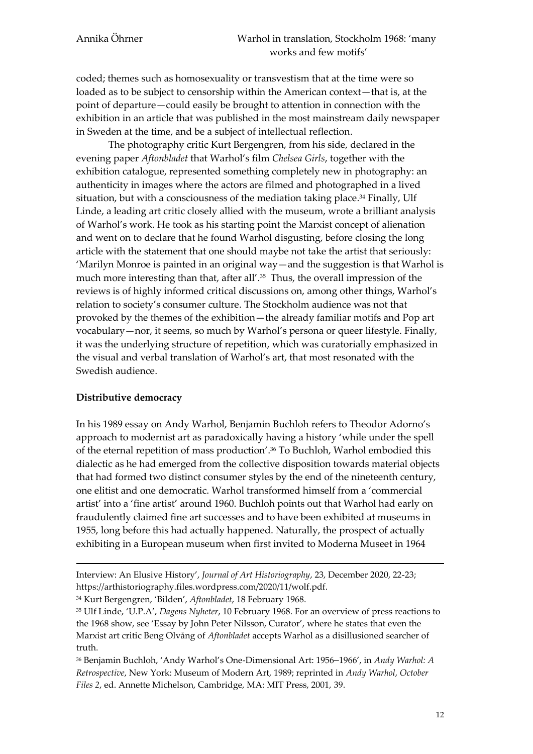coded; themes such as homosexuality or transvestism that at the time were so loaded as to be subject to censorship within the American context—that is, at the point of departure—could easily be brought to attention in connection with the exhibition in an article that was published in the most mainstream daily newspaper in Sweden at the time, and be a subject of intellectual reflection.

The photography critic Kurt Bergengren, from his side, declared in the evening paper *Aftonbladet* that Warhol's film *Chelsea Girls*, together with the exhibition catalogue, represented something completely new in photography: an authenticity in images where the actors are filmed and photographed in a lived situation, but with a consciousness of the mediation taking place.[34] Finally, Ulf Linde, a leading art critic closely allied with the museum, wrote a brilliant analysis of Warhol's work. He took as his starting point the Marxist concept of alienation and went on to declare that he found Warhol disgusting, before closing the long article with the statement that one should maybe not take the artist that seriously: 'Marilyn Monroe is painted in an original way—and the suggestion is that Warhol is much more interesting than that, after all'.[35] Thus, the overall impression of the reviews is of highly informed critical discussions on, among other things, Warhol's relation to society's consumer culture. The Stockholm audience was not that provoked by the themes of the exhibition—the already familiar motifs and Pop art vocabulary—nor, it seems, so much by Warhol's persona or queer lifestyle. Finally, it was the underlying structure of repetition, which was curatorially emphasized in the visual and verbal translation of Warhol's art, that most resonated with the Swedish audience.

**Distributive democracy**

In his 1989 essay on Andy Warhol, Benjamin Buchloh refers to Theodor Adorno's approach to modernist art as paradoxically having a history 'while under the spell of the eternal repetition of mass production'.[36] To Buchloh, Warhol embodied this dialectic as he had emerged from the collective disposition towards material objects that had formed two distinct consumer styles by the end of the nineteenth century, one elitist and one democratic. Warhol transformed himself from a 'commercial artist' into a 'fine artist' around 1960. Buchloh points out that Warhol had early on fraudulently claimed fine art successes and to have been exhibited at museums in 1955, long before this had actually happened. Naturally, the prospect of actually exhibiting in a European museum when first invited to Moderna Museet in 1964

---

Interview: An Elusive History', *Journal of Art Historiography*, 23, December 2020, 22-23; https://arthistoriography.files.wordpress.com/2020/11/wolf.pdf.

[34] Kurt Bergengren, 'Bilden', *Aftonbladet*, 18 February 1968.

[35] Ulf Linde, 'U.P.A', *Dagens Nyheter*, 10 February 1968. For an overview of press reactions to the 1968 show, see 'Essay by John Peter Nilsson, Curator', where he states that even the Marxist art critic Beng Olvång of *Aftonbladet* accepts Warhol as a disillusioned searcher of truth.

[36] Benjamin Buchloh, 'Andy Warhol's One-Dimensional Art: 1956–1966', in *Andy Warhol: A Retrospective*, New York: Museum of Modern Art, 1989; reprinted in *Andy Warhol*, *October Files 2*, ed. Annette Michelson, Cambridge, MA: MIT Press, 2001, 39.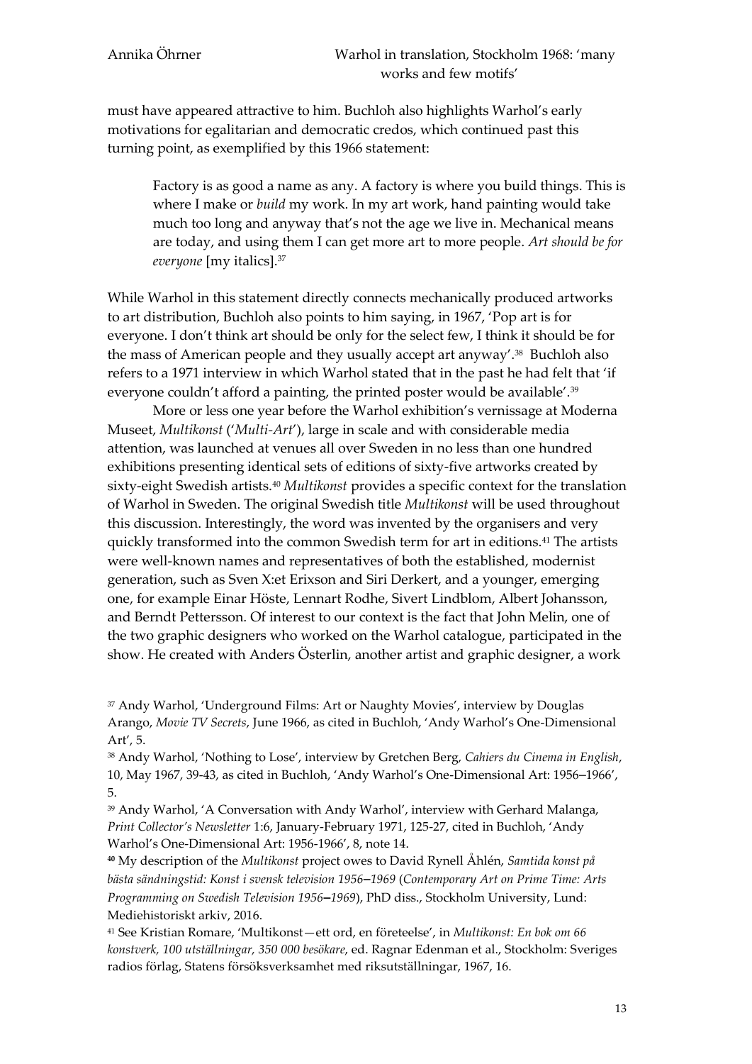must have appeared attractive to him. Buchloh also highlights Warhol's early motivations for egalitarian and democratic credos, which continued past this turning point, as exemplified by this 1966 statement:

> Factory is as good a name as any. A factory is where you build things. This is where I make or *build* my work. In my art work, hand painting would take much too long and anyway that's not the age we live in. Mechanical means are today, and using them I can get more art to more people. *Art should be for everyone* [my italics].[37]

While Warhol in this statement directly connects mechanically produced artworks to art distribution, Buchloh also points to him saying, in 1967, 'Pop art is for everyone. I don't think art should be only for the select few, I think it should be for the mass of American people and they usually accept art anyway'.[38] Buchloh also refers to a 1971 interview in which Warhol stated that in the past he had felt that 'if everyone couldn't afford a painting, the printed poster would be available'.[39]

More or less one year before the Warhol exhibition's vernissage at Moderna Museet, *Multikonst* ('*Multi-Art*'), large in scale and with considerable media attention, was launched at venues all over Sweden in no less than one hundred exhibitions presenting identical sets of editions of sixty-five artworks created by sixty-eight Swedish artists.[40] *Multikonst* provides a specific context for the translation of Warhol in Sweden. The original Swedish title *Multikonst* will be used throughout this discussion. Interestingly, the word was invented by the organisers and very quickly transformed into the common Swedish term for art in editions.[41] The artists were well-known names and representatives of both the established, modernist generation, such as Sven X:et Erixson and Siri Derkert, and a younger, emerging one, for example Einar Höste, Lennart Rodhe, Sivert Lindblom, Albert Johansson, and Berndt Pettersson. Of interest to our context is the fact that John Melin, one of the two graphic designers who worked on the Warhol catalogue, participated in the show. He created with Anders Österlin, another artist and graphic designer, a work

---

[37] Andy Warhol, 'Underground Films: Art or Naughty Movies', interview by Douglas Arango, *Movie TV Secrets*, June 1966, as cited in Buchloh, 'Andy Warhol's One-Dimensional Art', 5.

[38] Andy Warhol, 'Nothing to Lose', interview by Gretchen Berg, *Cahiers du Cinema in English*, 10, May 1967, 39-43, as cited in Buchloh, 'Andy Warhol's One-Dimensional Art: 1956–1966', 5.

[39] Andy Warhol, 'A Conversation with Andy Warhol', interview with Gerhard Malanga, *Print Collector's Newsletter* 1:6, January-February 1971, 125-27, cited in Buchloh, 'Andy Warhol's One-Dimensional Art: 1956-1966', 8, note 14.

[40] My description of the *Multikonst* project owes to David Rynell Åhlén, *Samtida konst på bästa sändningstid: Konst i svensk television 1956–1969* (*Contemporary Art on Prime Time: Arts Programming on Swedish Television 1956–1969*), PhD diss., Stockholm University, Lund: Mediehistoriskt arkiv, 2016.

[41] See Kristian Romare, 'Multikonst—ett ord, en företeelse', in *Multikonst: En bok om 66 konstverk, 100 utställningar, 350 000 besökare*, ed. Ragnar Edenman et al., Stockholm: Sveriges radios förlag, Statens försöksverksamhet med riksutställningar, 1967, 16.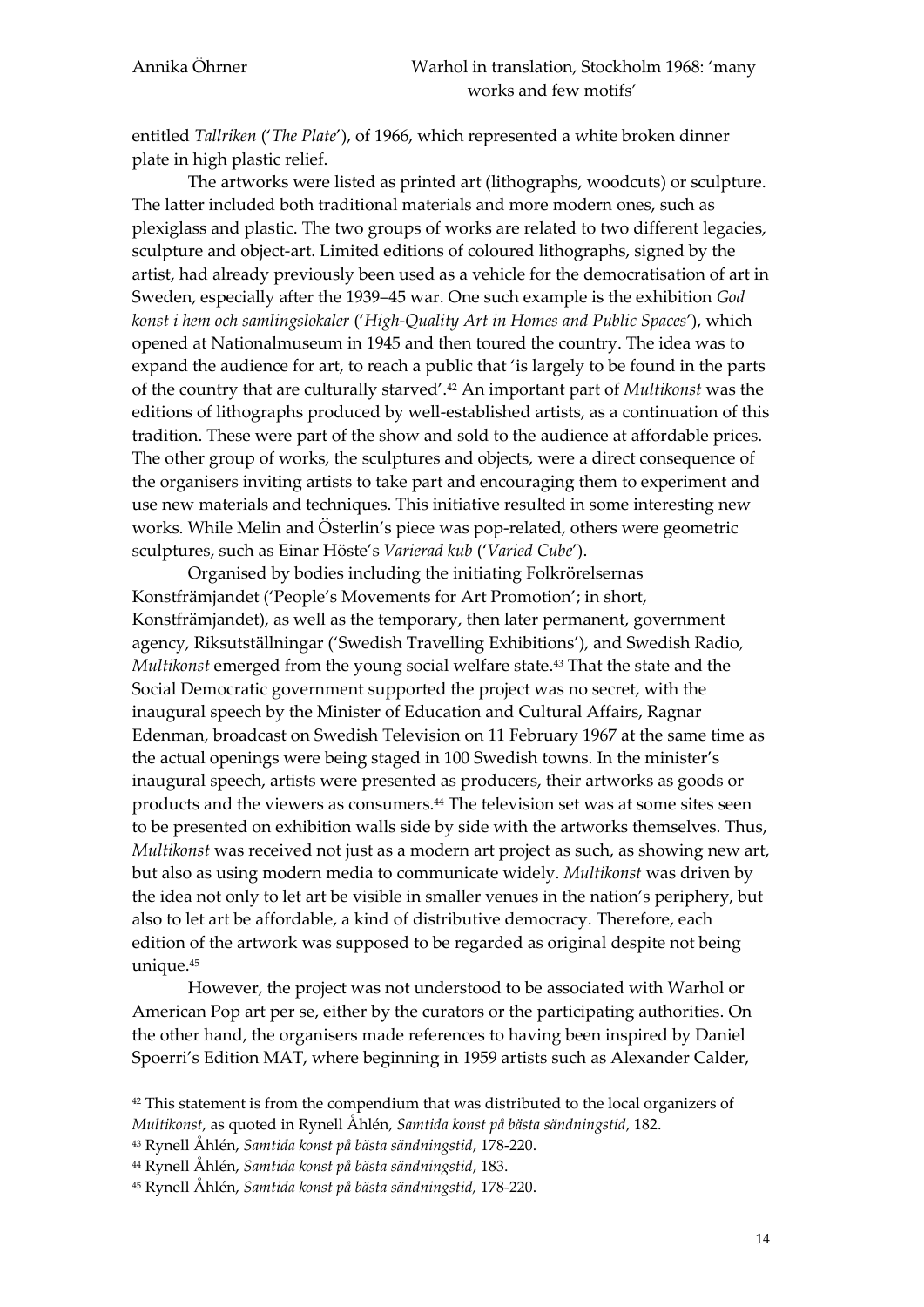entitled *Tallriken* ('*The Plate*'), of 1966, which represented a white broken dinner plate in high plastic relief.

The artworks were listed as printed art (lithographs, woodcuts) or sculpture. The latter included both traditional materials and more modern ones, such as plexiglass and plastic. The two groups of works are related to two different legacies, sculpture and object-art. Limited editions of coloured lithographs, signed by the artist, had already previously been used as a vehicle for the democratisation of art in Sweden, especially after the 1939–45 war. One such example is the exhibition *God konst i hem och samlingslokaler* ('*High-Quality Art in Homes and Public Spaces*'), which opened at Nationalmuseum in 1945 and then toured the country. The idea was to expand the audience for art, to reach a public that 'is largely to be found in the parts of the country that are culturally starved'.[42] An important part of *Multikonst* was the editions of lithographs produced by well-established artists, as a continuation of this tradition. These were part of the show and sold to the audience at affordable prices. The other group of works, the sculptures and objects, were a direct consequence of the organisers inviting artists to take part and encouraging them to experiment and use new materials and techniques. This initiative resulted in some interesting new works. While Melin and Österlin's piece was pop-related, others were geometric sculptures, such as Einar Höste's *Varierad kub* ('*Varied Cube*').

Organised by bodies including the initiating Folkrörelsernas Konstfrämjandet ('People's Movements for Art Promotion'; in short, Konstfrämjandet), as well as the temporary, then later permanent, government agency, Riksutställningar ('Swedish Travelling Exhibitions'), and Swedish Radio, *Multikonst* emerged from the young social welfare state.[43] That the state and the Social Democratic government supported the project was no secret, with the inaugural speech by the Minister of Education and Cultural Affairs, Ragnar Edenman, broadcast on Swedish Television on 11 February 1967 at the same time as the actual openings were being staged in 100 Swedish towns. In the minister's inaugural speech, artists were presented as producers, their artworks as goods or products and the viewers as consumers.[44] The television set was at some sites seen to be presented on exhibition walls side by side with the artworks themselves. Thus, *Multikonst* was received not just as a modern art project as such, as showing new art, but also as using modern media to communicate widely. *Multikonst* was driven by the idea not only to let art be visible in smaller venues in the nation's periphery, but also to let art be affordable, a kind of distributive democracy. Therefore, each edition of the artwork was supposed to be regarded as original despite not being unique.[45]

However, the project was not understood to be associated with Warhol or American Pop art per se, either by the curators or the participating authorities. On the other hand, the organisers made references to having been inspired by Daniel Spoerri's Edition MAT, where beginning in 1959 artists such as Alexander Calder,

---

[42] This statement is from the compendium that was distributed to the local organizers of *Multikonst*, as quoted in Rynell Åhlén, *Samtida konst på bästa sändningstid*, 182.

[43] Rynell Åhlén, *Samtida konst på bästa sändningstid*, 178-220.

[44] Rynell Åhlén, *Samtida konst på bästa sändningstid*, 183.

[45] Rynell Åhlén, *Samtida konst på bästa sändningstid*, 178-220.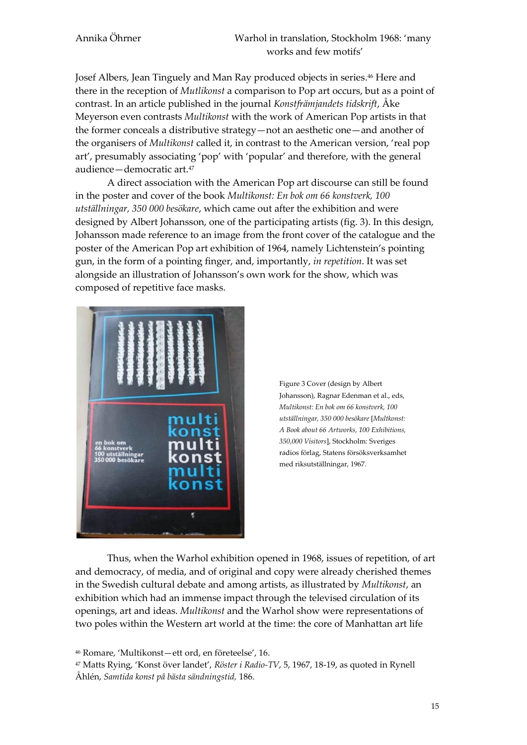Josef Albers, Jean Tinguely and Man Ray produced objects in series.[46] Here and there in the reception of *Mutlikonst* a comparison to Pop art occurs, but as a point of contrast. In an article published in the journal *Konstfrämjandets tidskrift*, Åke Meyerson even contrasts *Multikonst* with the work of American Pop artists in that the former conceals a distributive strategy—not an aesthetic one—and another of the organisers of *Multikonst* called it, in contrast to the American version, 'real pop art', presumably associating 'pop' with 'popular' and therefore, with the general audience—democratic art.[47]

A direct association with the American Pop art discourse can still be found in the poster and cover of the book *Multikonst: En bok om 66 konstverk, 100 utställningar, 350 000 besökare*, which came out after the exhibition and were designed by Albert Johansson, one of the participating artists (fig. 3). In this design, Johansson made reference to an image from the front cover of the catalogue and the poster of the American Pop art exhibition of 1964, namely Lichtenstein's pointing gun, in the form of a pointing finger, and, importantly, *in repetition*. It was set alongside an illustration of Johansson's own work for the show, which was composed of repetitive face masks.

Figure 3 Cover (design by Albert Johansson), Ragnar Edenman et al., eds, *Multikonst: En bok om 66 konstverk, 100 utställningar, 350 000 besökare* [*Multkonst: A Book about 66 Artworks, 100 Exhibitions, 350,000 Visitors*], Stockholm: Sveriges radios förlag, Statens försöksverksamhet med riksutställningar, 1967.

Thus, when the Warhol exhibition opened in 1968, issues of repetition, of art and democracy, of media, and of original and copy were already cherished themes in the Swedish cultural debate and among artists, as illustrated by *Multikonst*, an exhibition which had an immense impact through the televised circulation of its openings, art and ideas. *Multikonst* and the Warhol show were representations of two poles within the Western art world at the time: the core of Manhattan art life

[46] Romare, 'Multikonst—ett ord, en företeelse', 16.

[47] Matts Rying, 'Konst över landet', *Röster i Radio-TV*, 5, 1967, 18-19, as quoted in Rynell Åhlén, *Samtida konst på bästa sändningstid*, 186.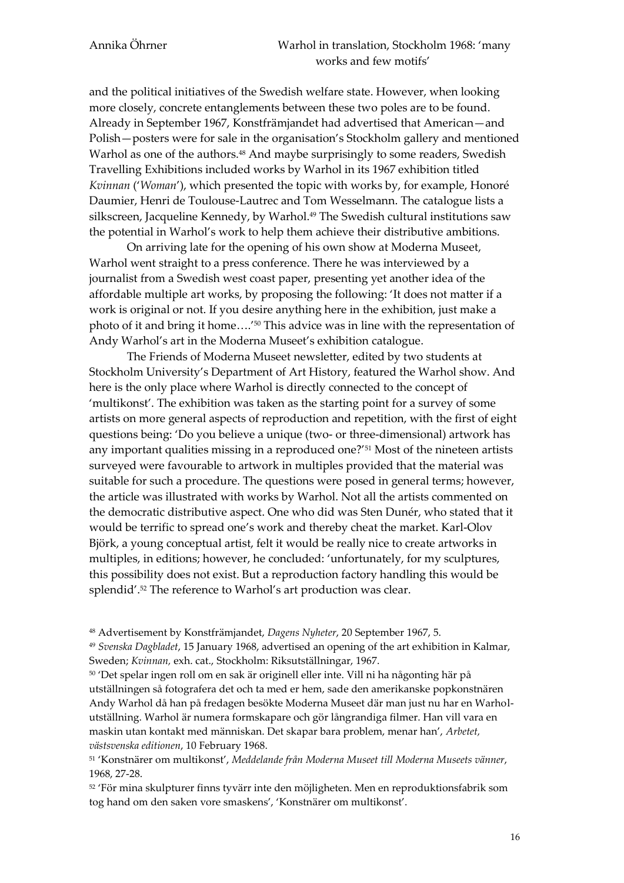and the political initiatives of the Swedish welfare state. However, when looking more closely, concrete entanglements between these two poles are to be found. Already in September 1967, Konstfrämjandet had advertised that American—and Polish—posters were for sale in the organisation's Stockholm gallery and mentioned Warhol as one of the authors.[48] And maybe surprisingly to some readers, Swedish Travelling Exhibitions included works by Warhol in its 1967 exhibition titled *Kvinnan* ('*Woman*'), which presented the topic with works by, for example, Honoré Daumier, Henri de Toulouse-Lautrec and Tom Wesselmann. The catalogue lists a silkscreen, Jacqueline Kennedy, by Warhol.[49] The Swedish cultural institutions saw the potential in Warhol's work to help them achieve their distributive ambitions.

On arriving late for the opening of his own show at Moderna Museet, Warhol went straight to a press conference. There he was interviewed by a journalist from a Swedish west coast paper, presenting yet another idea of the affordable multiple art works, by proposing the following: 'It does not matter if a work is original or not. If you desire anything here in the exhibition, just make a photo of it and bring it home….'[50] This advice was in line with the representation of Andy Warhol's art in the Moderna Museet's exhibition catalogue.

The Friends of Moderna Museet newsletter, edited by two students at Stockholm University's Department of Art History, featured the Warhol show. And here is the only place where Warhol is directly connected to the concept of 'multikonst'. The exhibition was taken as the starting point for a survey of some artists on more general aspects of reproduction and repetition, with the first of eight questions being: 'Do you believe a unique (two- or three-dimensional) artwork has any important qualities missing in a reproduced one?'[51] Most of the nineteen artists surveyed were favourable to artwork in multiples provided that the material was suitable for such a procedure. The questions were posed in general terms; however, the article was illustrated with works by Warhol. Not all the artists commented on the democratic distributive aspect. One who did was Sten Dunér, who stated that it would be terrific to spread one's work and thereby cheat the market. Karl-Olov Björk, a young conceptual artist, felt it would be really nice to create artworks in multiples, in editions; however, he concluded: 'unfortunately, for my sculptures, this possibility does not exist. But a reproduction factory handling this would be splendid'.[52] The reference to Warhol's art production was clear.

[48] Advertisement by Konstfrämjandet, *Dagens Nyheter*, 20 September 1967, 5.

[49] *Svenska Dagbladet*, 15 January 1968, advertised an opening of the art exhibition in Kalmar, Sweden; *Kvinnan,* exh. cat., Stockholm: Riksutställningar, 1967.

[50] 'Det spelar ingen roll om en sak är originell eller inte. Vill ni ha någonting här på utställningen så fotografera det och ta med er hem, sade den amerikanske popkonstnären Andy Warhol då han på fredagen besökte Moderna Museet där man just nu har en Warhol-utställning. Warhol är numera formskapare och gör långrandiga filmer. Han vill vara en maskin utan kontakt med människan. Det skapar bara problem, menar han', *Arbetet, västsvenska editionen*, 10 February 1968.

[51] 'Konstnärer om multikonst', *Meddelande från Moderna Museet till Moderna Museets vänner*, 1968, 27-28.

[52] 'För mina skulpturer finns tyvärr inte den möjligheten. Men en reproduktionsfabrik som tog hand om den saken vore smaskens', 'Konstnärer om multikonst'.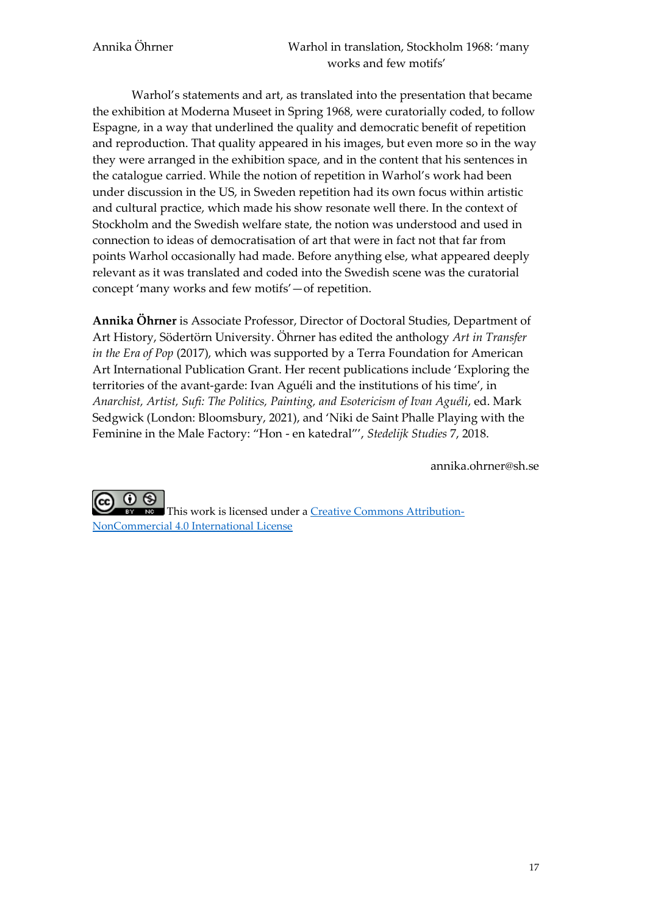Warhol's statements and art, as translated into the presentation that became the exhibition at Moderna Museet in Spring 1968, were curatorially coded, to follow Espagne, in a way that underlined the quality and democratic benefit of repetition and reproduction. That quality appeared in his images, but even more so in the way they were arranged in the exhibition space, and in the content that his sentences in the catalogue carried. While the notion of repetition in Warhol's work had been under discussion in the US, in Sweden repetition had its own focus within artistic and cultural practice, which made his show resonate well there. In the context of Stockholm and the Swedish welfare state, the notion was understood and used in connection to ideas of democratisation of art that were in fact not that far from points Warhol occasionally had made. Before anything else, what appeared deeply relevant as it was translated and coded into the Swedish scene was the curatorial concept 'many works and few motifs'—of repetition.

**Annika Öhrner** is Associate Professor, Director of Doctoral Studies, Department of Art History, Södertörn University. Öhrner has edited the anthology *Art in Transfer in the Era of Pop* (2017), which was supported by a Terra Foundation for American Art International Publication Grant. Her recent publications include 'Exploring the territories of the avant-garde: Ivan Aguéli and the institutions of his time', in *Anarchist, Artist, Sufi: The Politics, Painting, and Esotericism of Ivan Aguéli*, ed. Mark Sedgwick (London: Bloomsbury, 2021), and 'Niki de Saint Phalle Playing with the Feminine in the Male Factory: "Hon - en katedral"', *Stedelijk Studies* 7, 2018.

annika.ohrner@sh.se

This work is licensed under a [Creative Commons Attribution-NonCommercial 4.0 International License](http://creativecommons.org/licenses/by-nc/4.0/)